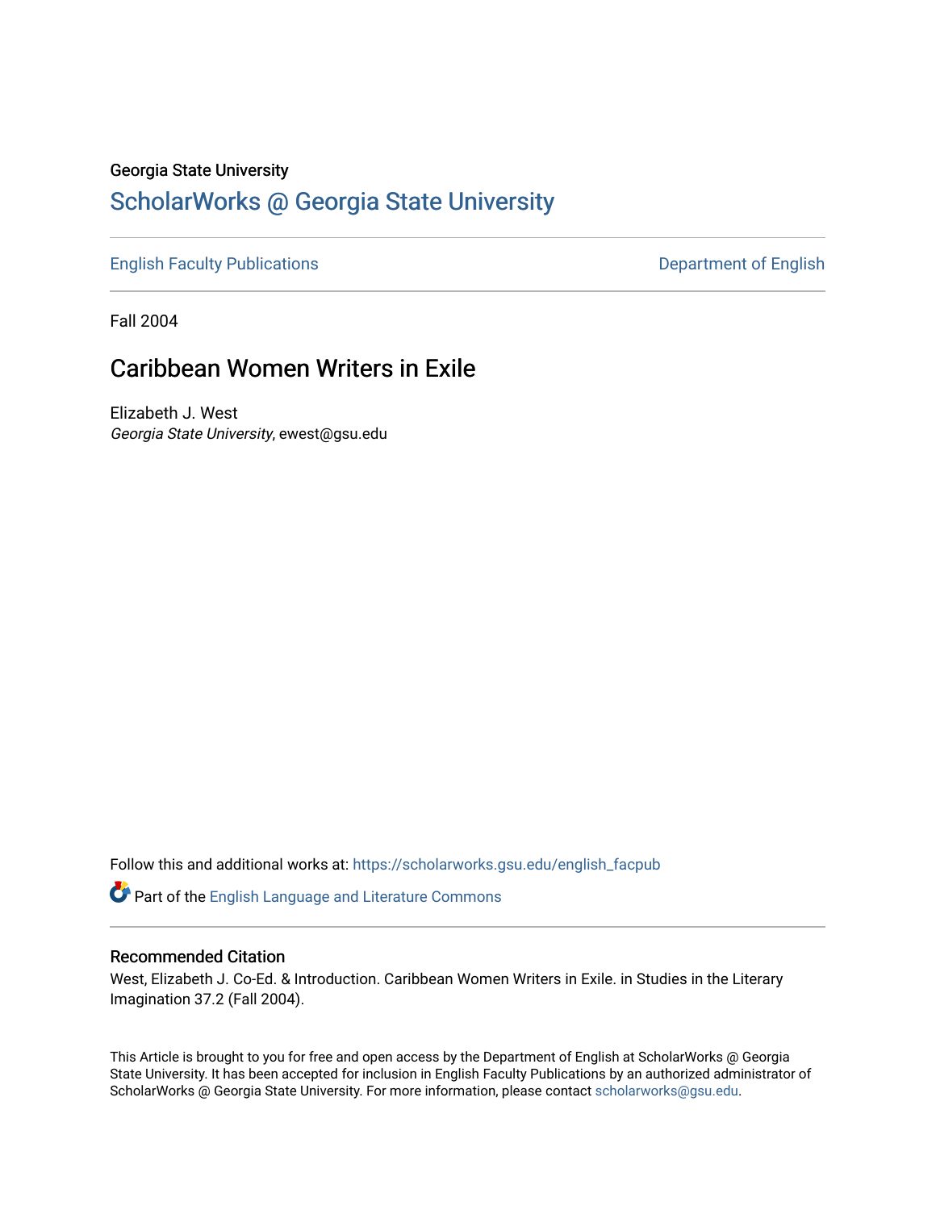Georgia State University

# ScholarWorks @ Georgia State University

English Faculty Publications

Department of English

Fall 2004

## Caribbean Women Writers in Exile

Elizabeth J. West
*Georgia State University*, ewest@gsu.edu

Follow this and additional works at: https://scholarworks.gsu.edu/english_facpub

Part of the English Language and Literature Commons

### Recommended Citation

West, Elizabeth J. Co-Ed. & Introduction. Caribbean Women Writers in Exile. in Studies in the Literary Imagination 37.2 (Fall 2004).

This Article is brought to you for free and open access by the Department of English at ScholarWorks @ Georgia State University. It has been accepted for inclusion in English Faculty Publications by an authorized administrator of ScholarWorks @ Georgia State University. For more information, please contact scholarworks@gsu.edu.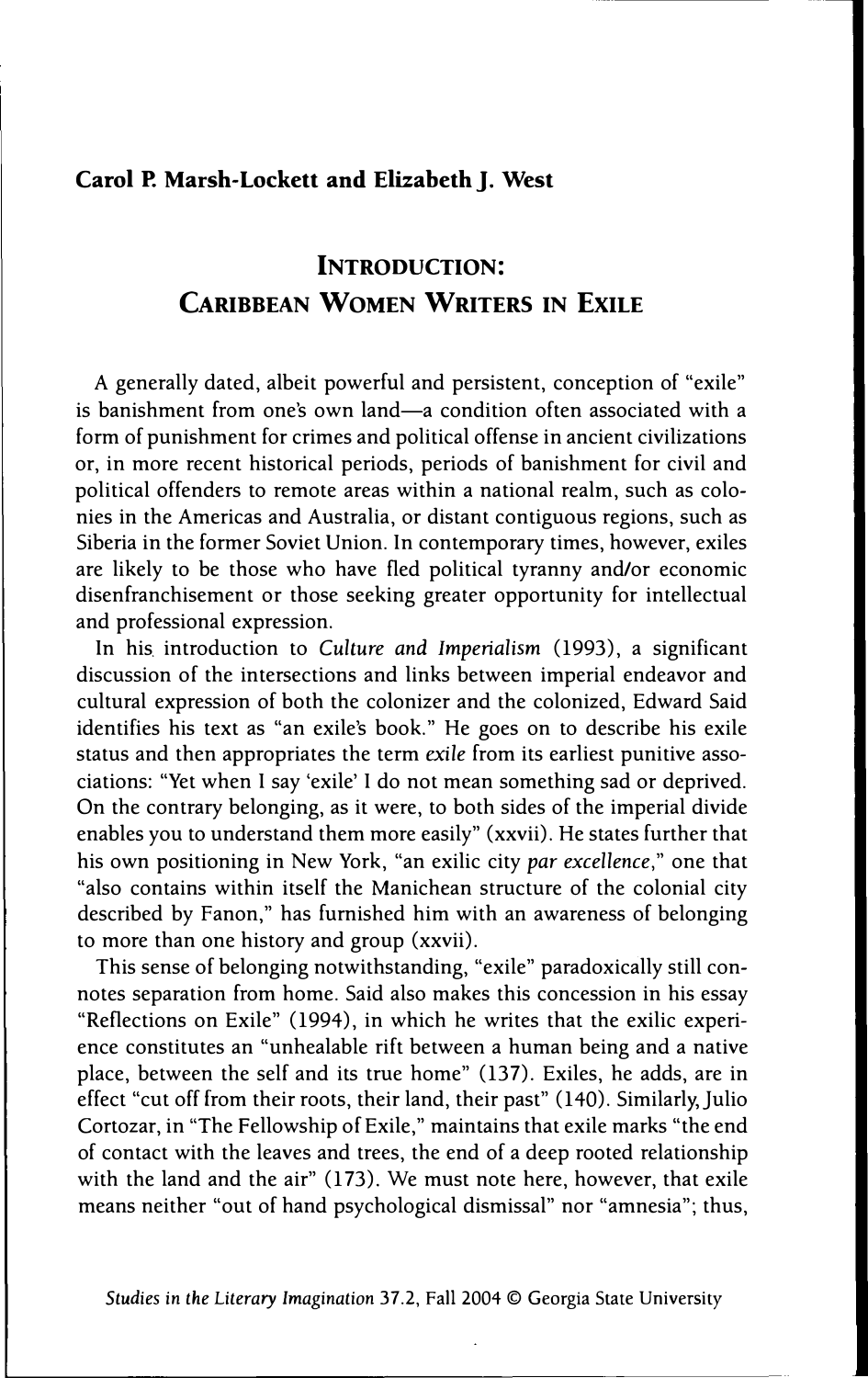**Carol P. Marsh-Lockett and Elizabeth J. West**

# Introduction: Caribbean Women Writers in Exile

A generally dated, albeit powerful and persistent, conception of "exile" is banishment from one's own land—a condition often associated with a form of punishment for crimes and political offense in ancient civilizations or, in more recent historical periods, periods of banishment for civil and political offenders to remote areas within a national realm, such as colonies in the Americas and Australia, or distant contiguous regions, such as Siberia in the former Soviet Union. In contemporary times, however, exiles are likely to be those who have fled political tyranny and/or economic disenfranchisement or those seeking greater opportunity for intellectual and professional expression.

In his introduction to *Culture and Imperialism* (1993), a significant discussion of the intersections and links between imperial endeavor and cultural expression of both the colonizer and the colonized, Edward Said identifies his text as "an exile's book." He goes on to describe his exile status and then appropriates the term *exile* from its earliest punitive associations: "Yet when I say 'exile' I do not mean something sad or deprived. On the contrary belonging, as it were, to both sides of the imperial divide enables you to understand them more easily" (xxvii). He states further that his own positioning in New York, "an exilic city *par excellence*," one that "also contains within itself the Manichean structure of the colonial city described by Fanon," has furnished him with an awareness of belonging to more than one history and group (xxvii).

This sense of belonging notwithstanding, "exile" paradoxically still connotes separation from home. Said also makes this concession in his essay "Reflections on Exile" (1994), in which he writes that the exilic experience constitutes an "unhealable rift between a human being and a native place, between the self and its true home" (137). Exiles, he adds, are in effect "cut off from their roots, their land, their past" (140). Similarly, Julio Cortozar, in "The Fellowship of Exile," maintains that exile marks "the end of contact with the leaves and trees, the end of a deep rooted relationship with the land and the air" (173). We must note here, however, that exile means neither "out of hand psychological dismissal" nor "amnesia"; thus,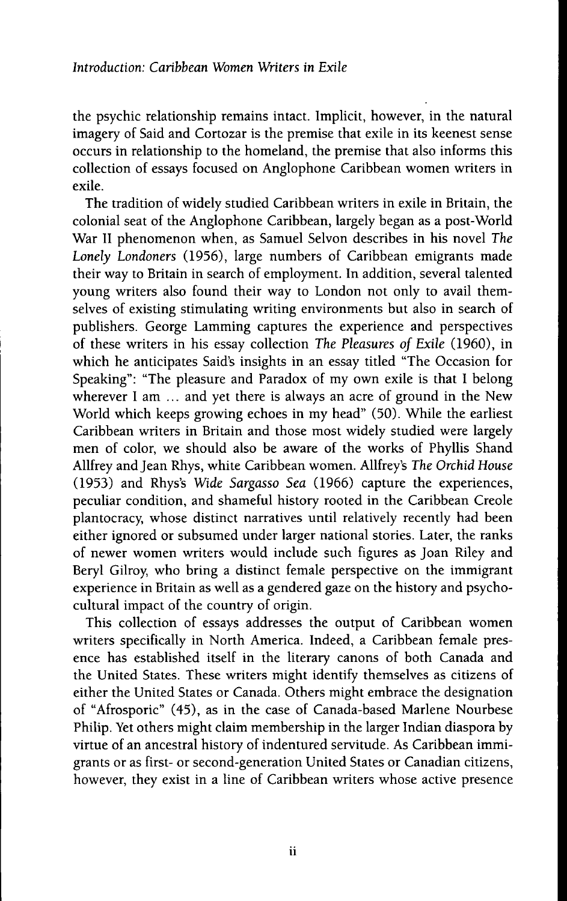the psychic relationship remains intact. Implicit, however, in the natural imagery of Said and Cortozar is the premise that exile in its keenest sense occurs in relationship to the homeland, the premise that also informs this collection of essays focused on Anglophone Caribbean women writers in exile.

The tradition of widely studied Caribbean writers in exile in Britain, the colonial seat of the Anglophone Caribbean, largely began as a post-World War II phenomenon when, as Samuel Selvon describes in his novel *The Lonely Londoners* (1956), large numbers of Caribbean emigrants made their way to Britain in search of employment. In addition, several talented young writers also found their way to London not only to avail themselves of existing stimulating writing environments but also in search of publishers. George Lamming captures the experience and perspectives of these writers in his essay collection *The Pleasures of Exile* (1960), in which he anticipates Said's insights in an essay titled "The Occasion for Speaking": "The pleasure and Paradox of my own exile is that I belong wherever I am ... and yet there is always an acre of ground in the New World which keeps growing echoes in my head" (50). While the earliest Caribbean writers in Britain and those most widely studied were largely men of color, we should also be aware of the works of Phyllis Shand Allfrey and Jean Rhys, white Caribbean women. Allfrey's *The Orchid House* (1953) and Rhys's *Wide Sargasso Sea* (1966) capture the experiences, peculiar condition, and shameful history rooted in the Caribbean Creole plantocracy, whose distinct narratives until relatively recently had been either ignored or subsumed under larger national stories. Later, the ranks of newer women writers would include such figures as Joan Riley and Beryl Gilroy, who bring a distinct female perspective on the immigrant experience in Britain as well as a gendered gaze on the history and psychocultural impact of the country of origin.

This collection of essays addresses the output of Caribbean women writers specifically in North America. Indeed, a Caribbean female presence has established itself in the literary canons of both Canada and the United States. These writers might identify themselves as citizens of either the United States or Canada. Others might embrace the designation of "Afrosporic" (45), as in the case of Canada-based Marlene Nourbese Philip. Yet others might claim membership in the larger Indian diaspora by virtue of an ancestral history of indentured servitude. As Caribbean immigrants or as first- or second-generation United States or Canadian citizens, however, they exist in a line of Caribbean writers whose active presence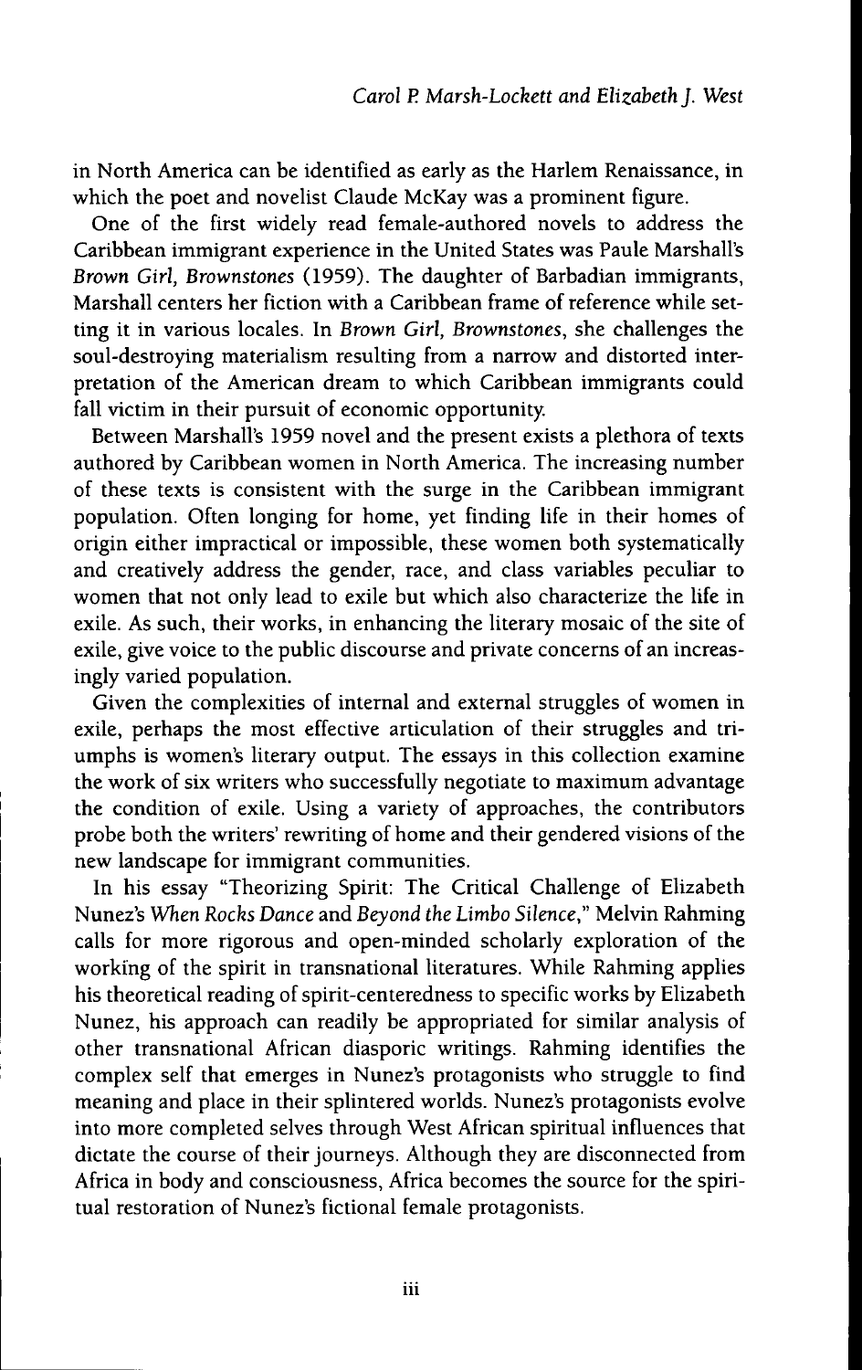in North America can be identified as early as the Harlem Renaissance, in which the poet and novelist Claude McKay was a prominent figure.

One of the first widely read female-authored novels to address the Caribbean immigrant experience in the United States was Paule Marshall's *Brown Girl, Brownstones* (1959). The daughter of Barbadian immigrants, Marshall centers her fiction with a Caribbean frame of reference while setting it in various locales. In *Brown Girl, Brownstones*, she challenges the soul-destroying materialism resulting from a narrow and distorted interpretation of the American dream to which Caribbean immigrants could fall victim in their pursuit of economic opportunity.

Between Marshall's 1959 novel and the present exists a plethora of texts authored by Caribbean women in North America. The increasing number of these texts is consistent with the surge in the Caribbean immigrant population. Often longing for home, yet finding life in their homes of origin either impractical or impossible, these women both systematically and creatively address the gender, race, and class variables peculiar to women that not only lead to exile but which also characterize the life in exile. As such, their works, in enhancing the literary mosaic of the site of exile, give voice to the public discourse and private concerns of an increasingly varied population.

Given the complexities of internal and external struggles of women in exile, perhaps the most effective articulation of their struggles and triumphs is women's literary output. The essays in this collection examine the work of six writers who successfully negotiate to maximum advantage the condition of exile. Using a variety of approaches, the contributors probe both the writers' rewriting of home and their gendered visions of the new landscape for immigrant communities.

In his essay "Theorizing Spirit: The Critical Challenge of Elizabeth Nunez's *When Rocks Dance* and *Beyond the Limbo Silence*," Melvin Rahming calls for more rigorous and open-minded scholarly exploration of the working of the spirit in transnational literatures. While Rahming applies his theoretical reading of spirit-centeredness to specific works by Elizabeth Nunez, his approach can readily be appropriated for similar analysis of other transnational African diasporic writings. Rahming identifies the complex self that emerges in Nunez's protagonists who struggle to find meaning and place in their splintered worlds. Nunez's protagonists evolve into more completed selves through West African spiritual influences that dictate the course of their journeys. Although they are disconnected from Africa in body and consciousness, Africa becomes the source for the spiritual restoration of Nunez's fictional female protagonists.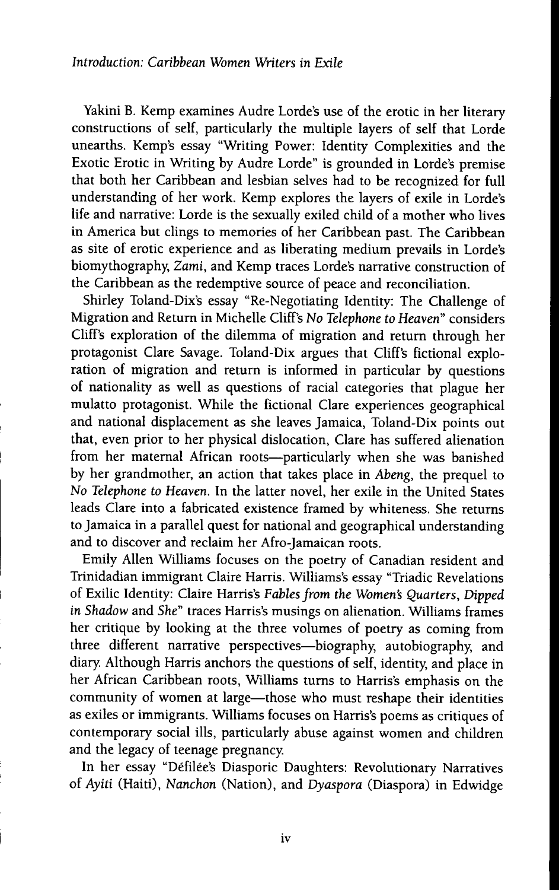Yakini B. Kemp examines Audre Lorde's use of the erotic in her literary constructions of self, particularly the multiple layers of self that Lorde unearths. Kemp's essay "Writing Power: Identity Complexities and the Exotic Erotic in Writing by Audre Lorde" is grounded in Lorde's premise that both her Caribbean and lesbian selves had to be recognized for full understanding of her work. Kemp explores the layers of exile in Lorde's life and narrative: Lorde is the sexually exiled child of a mother who lives in America but clings to memories of her Caribbean past. The Caribbean as site of erotic experience and as liberating medium prevails in Lorde's biomythography, *Zami*, and Kemp traces Lorde's narrative construction of the Caribbean as the redemptive source of peace and reconciliation.

Shirley Toland-Dix's essay "Re-Negotiating Identity: The Challenge of Migration and Return in Michelle Cliff's *No Telephone to Heaven*" considers Cliff's exploration of the dilemma of migration and return through her protagonist Clare Savage. Toland-Dix argues that Cliff's fictional exploration of migration and return is informed in particular by questions of nationality as well as questions of racial categories that plague her mulatto protagonist. While the fictional Clare experiences geographical and national displacement as she leaves Jamaica, Toland-Dix points out that, even prior to her physical dislocation, Clare has suffered alienation from her maternal African roots—particularly when she was banished by her grandmother, an action that takes place in *Abeng*, the prequel to *No Telephone to Heaven*. In the latter novel, her exile in the United States leads Clare into a fabricated existence framed by whiteness. She returns to Jamaica in a parallel quest for national and geographical understanding and to discover and reclaim her Afro-Jamaican roots.

Emily Allen Williams focuses on the poetry of Canadian resident and Trinidadian immigrant Claire Harris. Williams's essay "Triadic Revelations of Exilic Identity: Claire Harris's *Fables from the Women's Quarters*, *Dipped in Shadow* and *She*" traces Harris's musings on alienation. Williams frames her critique by looking at the three volumes of poetry as coming from three different narrative perspectives—biography, autobiography, and diary. Although Harris anchors the questions of self, identity, and place in her African Caribbean roots, Williams turns to Harris's emphasis on the community of women at large—those who must reshape their identities as exiles or immigrants. Williams focuses on Harris's poems as critiques of contemporary social ills, particularly abuse against women and children and the legacy of teenage pregnancy.

In her essay "Défilée's Diasporic Daughters: Revolutionary Narratives of *Ayiti* (Haiti), *Nanchon* (Nation), and *Dyaspora* (Diaspora) in Edwidge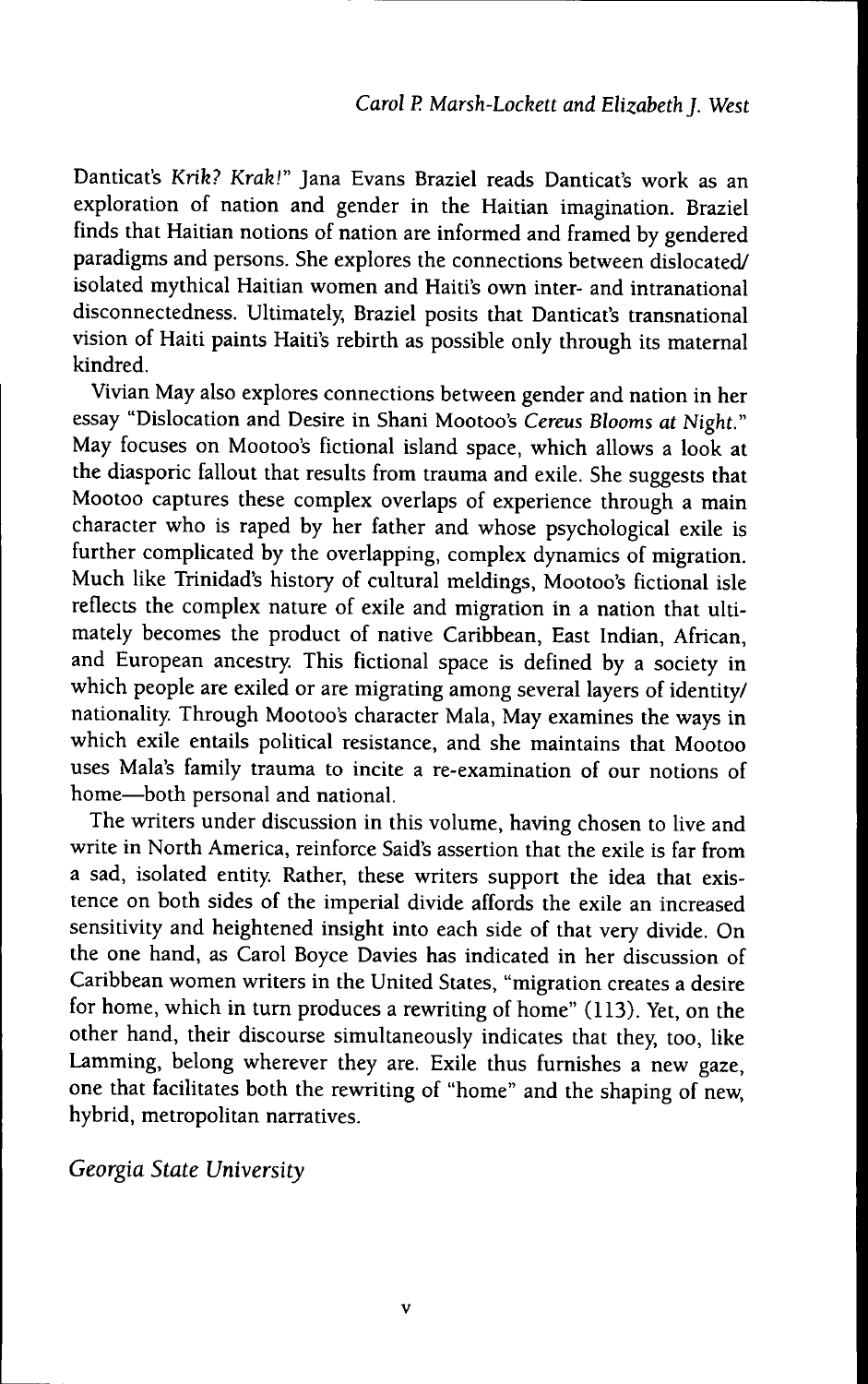Danticat's *Krik? Krak!*" Jana Evans Braziel reads Danticat's work as an exploration of nation and gender in the Haitian imagination. Braziel finds that Haitian notions of nation are informed and framed by gendered paradigms and persons. She explores the connections between dislocated/isolated mythical Haitian women and Haiti's own inter- and intranational disconnectedness. Ultimately, Braziel posits that Danticat's transnational vision of Haiti paints Haiti's rebirth as possible only through its maternal kindred.

Vivian May also explores connections between gender and nation in her essay "Dislocation and Desire in Shani Mootoo's *Cereus Blooms at Night*." May focuses on Mootoo's fictional island space, which allows a look at the diasporic fallout that results from trauma and exile. She suggests that Mootoo captures these complex overlaps of experience through a main character who is raped by her father and whose psychological exile is further complicated by the overlapping, complex dynamics of migration. Much like Trinidad's history of cultural meldings, Mootoo's fictional isle reflects the complex nature of exile and migration in a nation that ultimately becomes the product of native Caribbean, East Indian, African, and European ancestry. This fictional space is defined by a society in which people are exiled or are migrating among several layers of identity/nationality. Through Mootoo's character Mala, May examines the ways in which exile entails political resistance, and she maintains that Mootoo uses Mala's family trauma to incite a re-examination of our notions of home—both personal and national.

The writers under discussion in this volume, having chosen to live and write in North America, reinforce Said's assertion that the exile is far from a sad, isolated entity. Rather, these writers support the idea that existence on both sides of the imperial divide affords the exile an increased sensitivity and heightened insight into each side of that very divide. On the one hand, as Carol Boyce Davies has indicated in her discussion of Caribbean women writers in the United States, "migration creates a desire for home, which in turn produces a rewriting of home" (113). Yet, on the other hand, their discourse simultaneously indicates that they, too, like Lamming, belong wherever they are. Exile thus furnishes a new gaze, one that facilitates both the rewriting of "home" and the shaping of new, hybrid, metropolitan narratives.

*Georgia State University*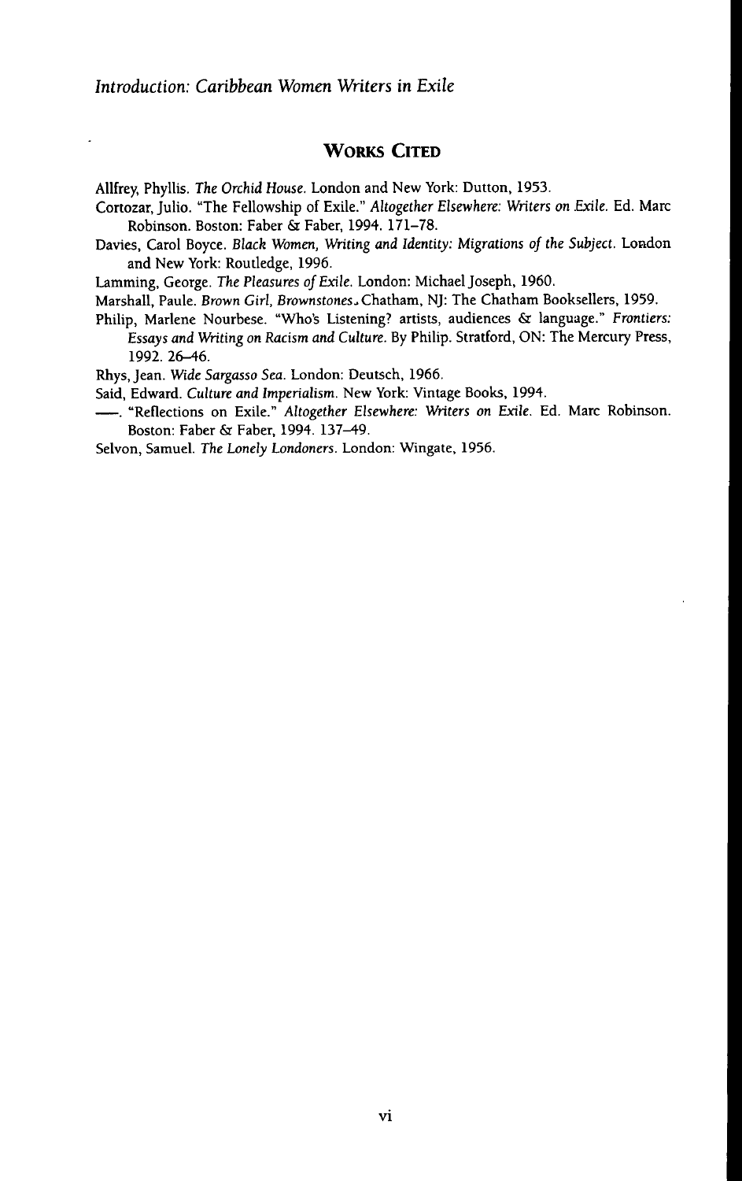## Works Cited

Allfrey, Phyllis. *The Orchid House.* London and New York: Dutton, 1953.

Cortozar, Julio. "The Fellowship of Exile." *Altogether Elsewhere: Writers on Exile.* Ed. Marc Robinson. Boston: Faber & Faber, 1994. 171–78.

Davies, Carol Boyce. *Black Women, Writing and Identity: Migrations of the Subject.* London and New York: Routledge, 1996.

Lamming, George. *The Pleasures of Exile.* London: Michael Joseph, 1960.

Marshall, Paule. *Brown Girl, Brownstones.* Chatham, NJ: The Chatham Booksellers, 1959.

Philip, Marlene Nourbese. "Who's Listening? artists, audiences & language." *Frontiers: Essays and Writing on Racism and Culture.* By Philip. Stratford, ON: The Mercury Press, 1992. 26–46.

Rhys, Jean. *Wide Sargasso Sea.* London: Deutsch, 1966.

Said, Edward. *Culture and Imperialism.* New York: Vintage Books, 1994.

—. "Reflections on Exile." *Altogether Elsewhere: Writers on Exile.* Ed. Marc Robinson. Boston: Faber & Faber, 1994. 137–49.

Selvon, Samuel. *The Lonely Londoners.* London: Wingate, 1956.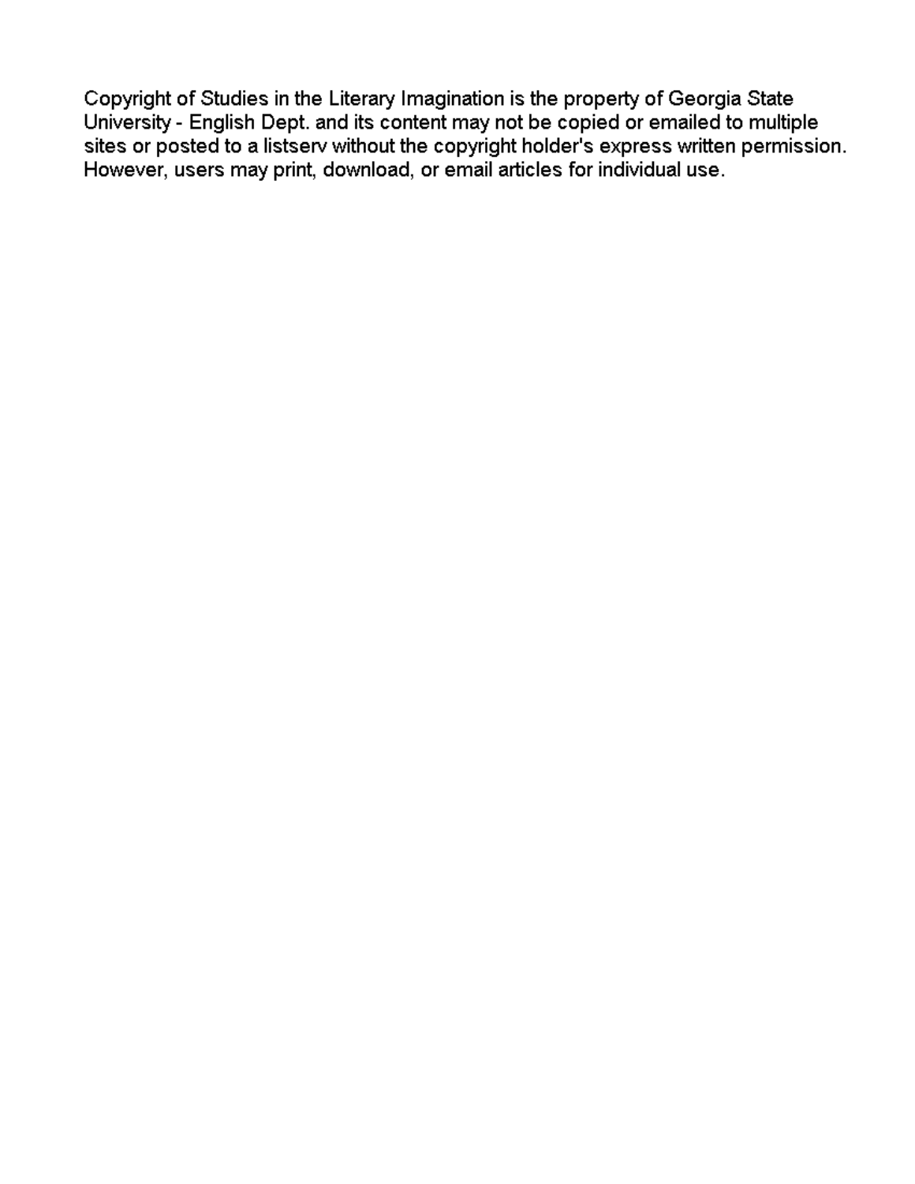Copyright of Studies in the Literary Imagination is the property of Georgia State University - English Dept. and its content may not be copied or emailed to multiple sites or posted to a listserv without the copyright holder's express written permission. However, users may print, download, or email articles for individual use.